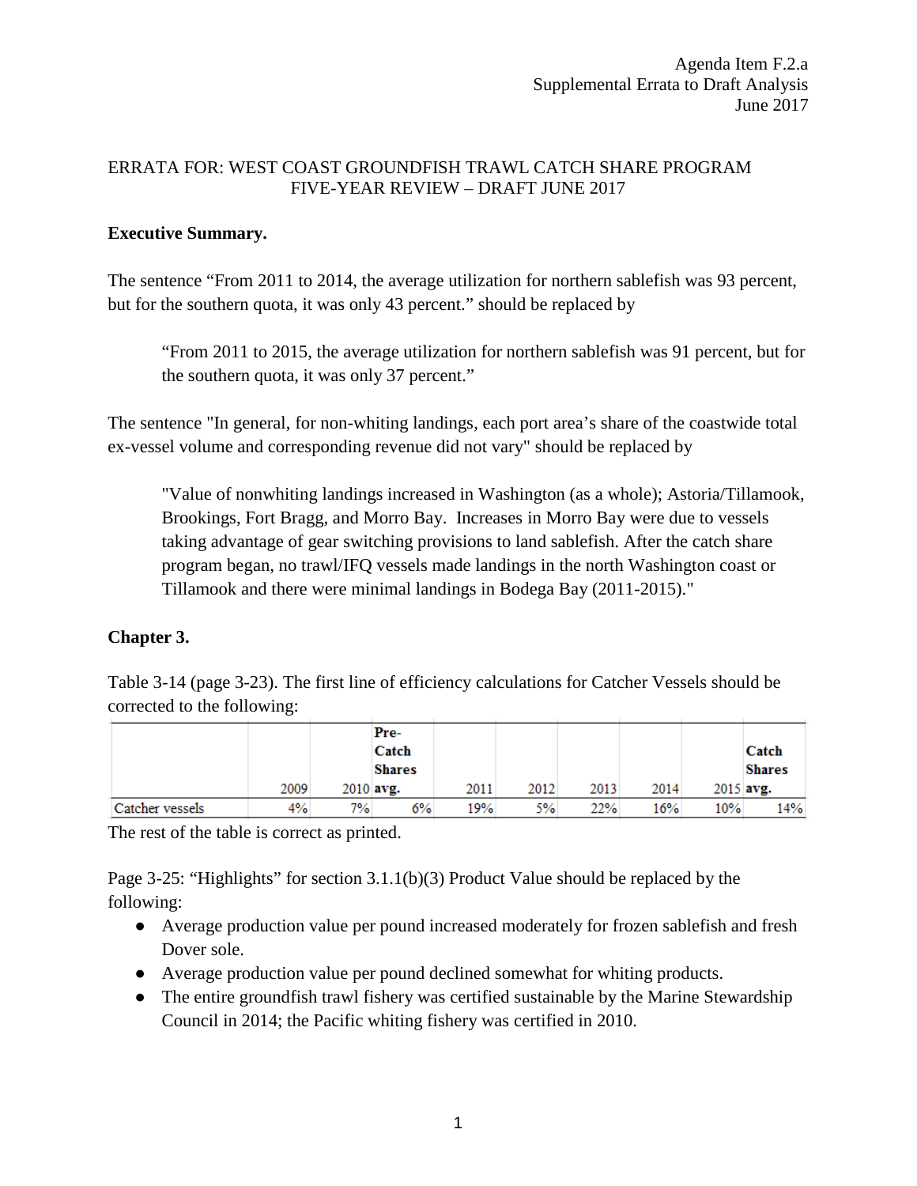Agenda Item F.2.a
Supplemental Errata to Draft Analysis
June 2017

ERRATA FOR: WEST COAST GROUNDFISH TRAWL CATCH SHARE PROGRAM FIVE-YEAR REVIEW – DRAFT JUNE 2017

**Executive Summary.**

The sentence "From 2011 to 2014, the average utilization for northern sablefish was 93 percent, but for the southern quota, it was only 43 percent." should be replaced by

> "From 2011 to 2015, the average utilization for northern sablefish was 91 percent, but for the southern quota, it was only 37 percent."

The sentence "In general, for non-whiting landings, each port area's share of the coastwide total ex-vessel volume and corresponding revenue did not vary" should be replaced by

> "Value of nonwhiting landings increased in Washington (as a whole); Astoria/Tillamook, Brookings, Fort Bragg, and Morro Bay. Increases in Morro Bay were due to vessels taking advantage of gear switching provisions to land sablefish. After the catch share program began, no trawl/IFQ vessels made landings in the north Washington coast or Tillamook and there were minimal landings in Bodega Bay (2011-2015)."

**Chapter 3.**

Table 3-14 (page 3-23). The first line of efficiency calculations for Catcher Vessels should be corrected to the following:

| | 2009 | 2010 | **Pre-Catch Shares avg.** | 2011 | 2012 | 2013 | 2014 | 2015 | **Catch Shares avg.** |
|---|---|---|---|---|---|---|---|---|---|
| Catcher vessels | 4% | 7% | 6% | 19% | 5% | 22% | 16% | 10% | 14% |

The rest of the table is correct as printed.

Page 3-25: "Highlights" for section 3.1.1(b)(3) Product Value should be replaced by the following:

- Average production value per pound increased moderately for frozen sablefish and fresh Dover sole.
- Average production value per pound declined somewhat for whiting products.
- The entire groundfish trawl fishery was certified sustainable by the Marine Stewardship Council in 2014; the Pacific whiting fishery was certified in 2010.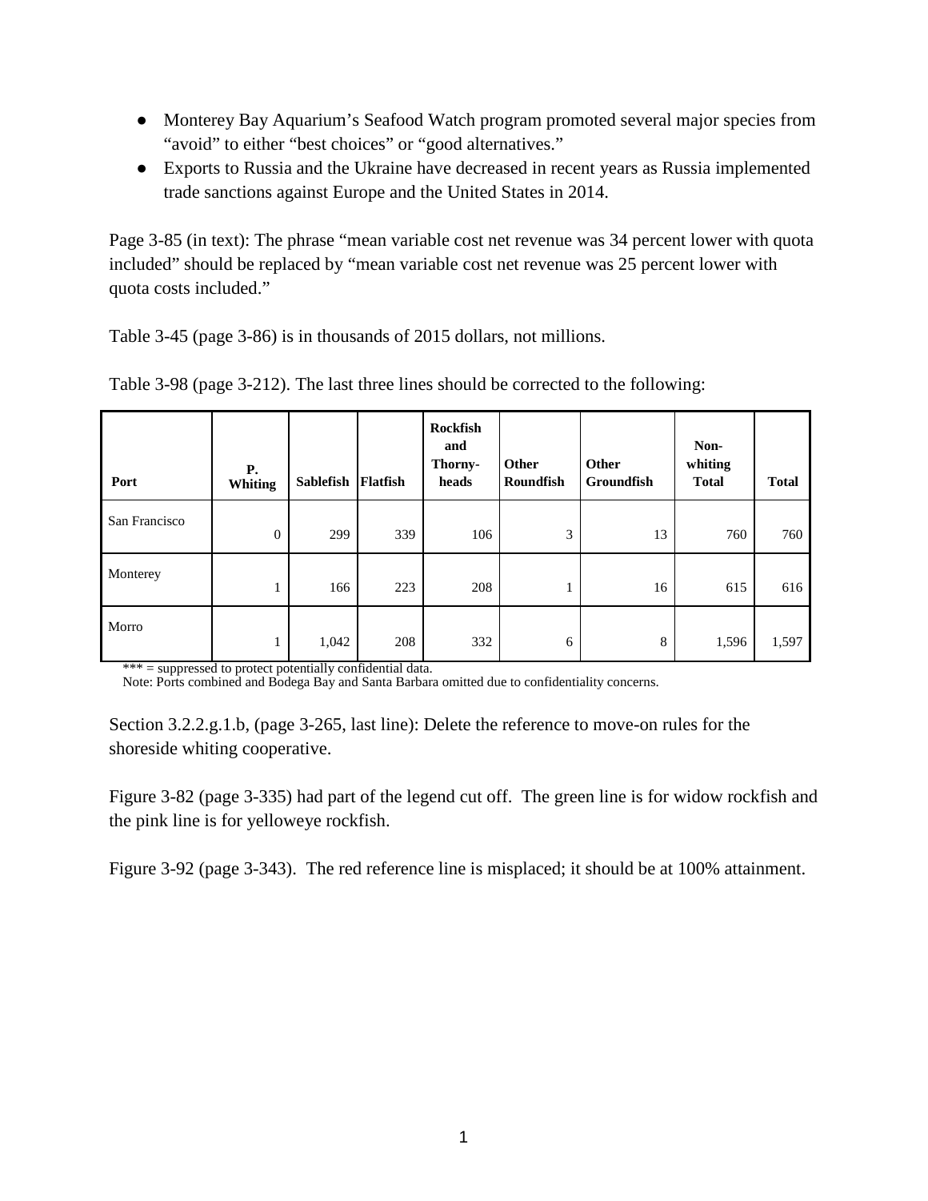- Monterey Bay Aquarium's Seafood Watch program promoted several major species from "avoid" to either "best choices" or "good alternatives."
- Exports to Russia and the Ukraine have decreased in recent years as Russia implemented trade sanctions against Europe and the United States in 2014.

Page 3-85 (in text): The phrase "mean variable cost net revenue was 34 percent lower with quota included" should be replaced by "mean variable cost net revenue was 25 percent lower with quota costs included."

Table 3-45 (page 3-86) is in thousands of 2015 dollars, not millions.

Table 3-98 (page 3-212). The last three lines should be corrected to the following:

| Port | P. Whiting | Sablefish | Flatfish | Rockfish and Thorny-heads | Other Roundfish | Other Groundfish | Non-whiting Total | Total |
|---|---|---|---|---|---|---|---|---|
| San Francisco | 0 | 299 | 339 | 106 | 3 | 13 | 760 | 760 |
| Monterey | 1 | 166 | 223 | 208 | 1 | 16 | 615 | 616 |
| Morro | 1 | 1,042 | 208 | 332 | 6 | 8 | 1,596 | 1,597 |

*** = suppressed to protect potentially confidential data.
Note: Ports combined and Bodega Bay and Santa Barbara omitted due to confidentiality concerns.

Section 3.2.2.g.1.b, (page 3-265, last line): Delete the reference to move-on rules for the shoreside whiting cooperative.

Figure 3-82 (page 3-335) had part of the legend cut off. The green line is for widow rockfish and the pink line is for yelloweye rockfish.

Figure 3-92 (page 3-343). The red reference line is misplaced; it should be at 100% attainment.